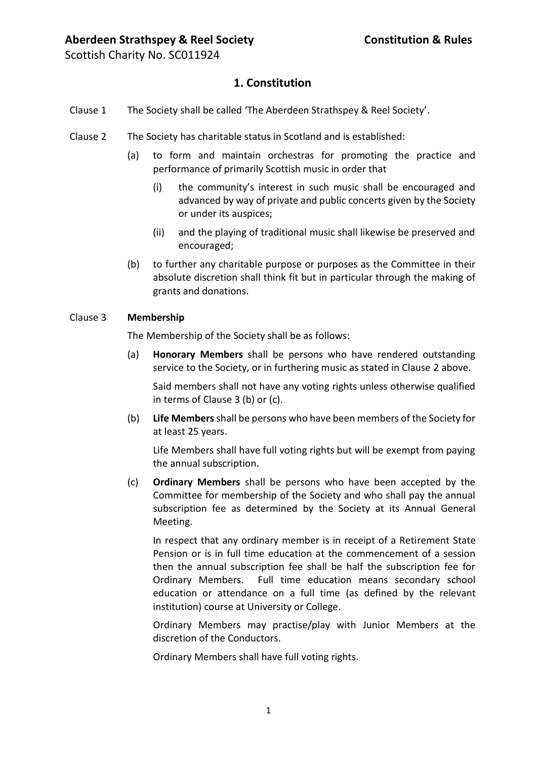Aberdeen Strathspey & Reel Society — Constitution & Rules

Scottish Charity No. SC011924

## 1. Constitution

Clause 1 The Society shall be called 'The Aberdeen Strathspey & Reel Society'.

Clause 2 The Society has charitable status in Scotland and is established:

(a) to form and maintain orchestras for promoting the practice and performance of primarily Scottish music in order that

(i) the community's interest in such music shall be encouraged and advanced by way of private and public concerts given by the Society or under its auspices;

(ii) and the playing of traditional music shall likewise be preserved and encouraged;

(b) to further any charitable purpose or purposes as the Committee in their absolute discretion shall think fit but in particular through the making of grants and donations.

Clause 3 **Membership**

The Membership of the Society shall be as follows:

(a) **Honorary Members** shall be persons who have rendered outstanding service to the Society, or in furthering music as stated in Clause 2 above.

Said members shall not have any voting rights unless otherwise qualified in terms of Clause 3 (b) or (c).

(b) **Life Members** shall be persons who have been members of the Society for at least 25 years.

Life Members shall have full voting rights but will be exempt from paying the annual subscription.

(c) **Ordinary Members** shall be persons who have been accepted by the Committee for membership of the Society and who shall pay the annual subscription fee as determined by the Society at its Annual General Meeting.

In respect that any ordinary member is in receipt of a Retirement State Pension or is in full time education at the commencement of a session then the annual subscription fee shall be half the subscription fee for Ordinary Members. Full time education means secondary school education or attendance on a full time (as defined by the relevant institution) course at University or College.

Ordinary Members may practise/play with Junior Members at the discretion of the Conductors.

Ordinary Members shall have full voting rights.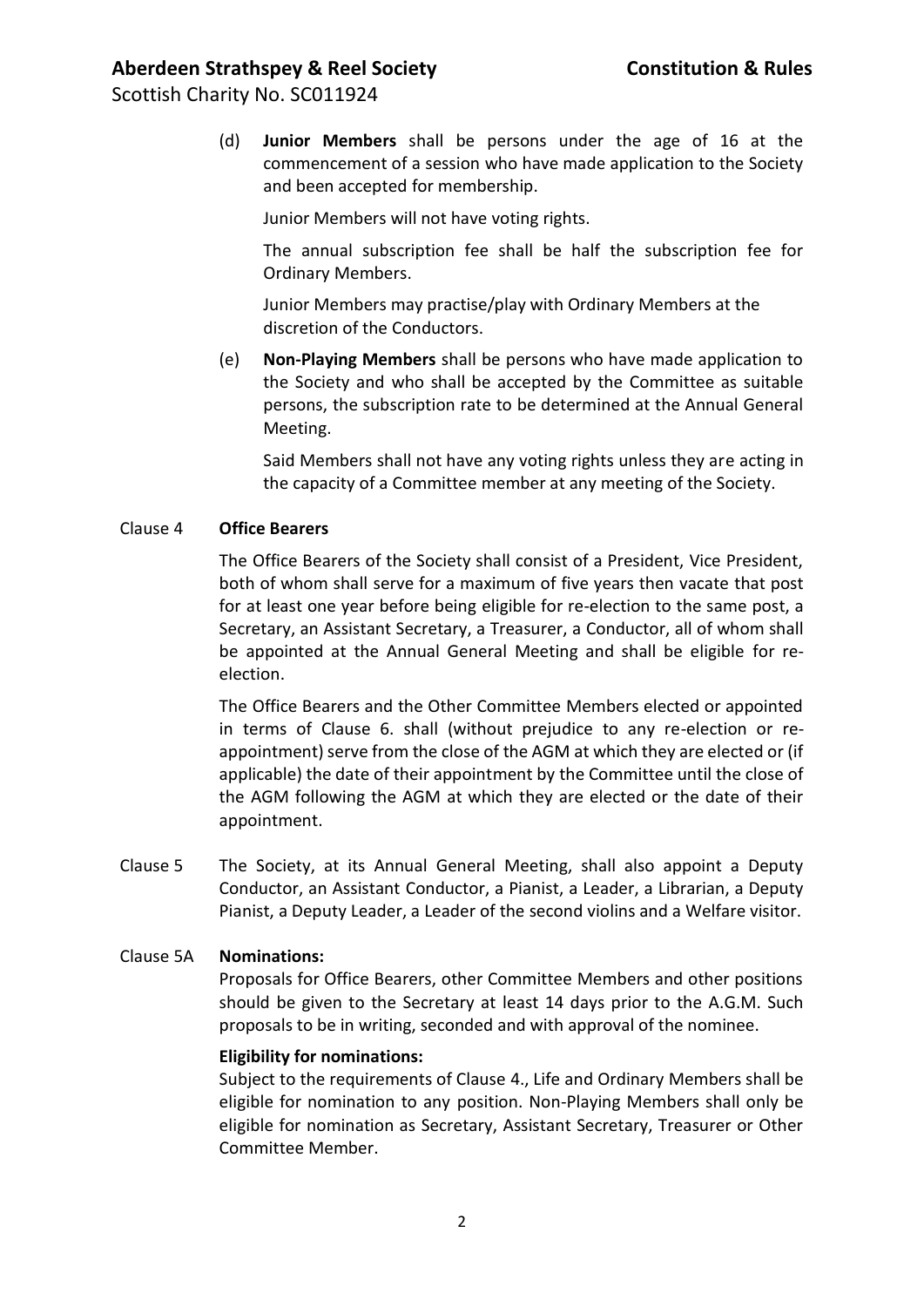(d) **Junior Members** shall be persons under the age of 16 at the commencement of a session who have made application to the Society and been accepted for membership.

Junior Members will not have voting rights.

The annual subscription fee shall be half the subscription fee for Ordinary Members.

Junior Members may practise/play with Ordinary Members at the discretion of the Conductors.

(e) **Non-Playing Members** shall be persons who have made application to the Society and who shall be accepted by the Committee as suitable persons, the subscription rate to be determined at the Annual General Meeting.

Said Members shall not have any voting rights unless they are acting in the capacity of a Committee member at any meeting of the Society.

Clause 4 **Office Bearers**

The Office Bearers of the Society shall consist of a President, Vice President, both of whom shall serve for a maximum of five years then vacate that post for at least one year before being eligible for re-election to the same post, a Secretary, an Assistant Secretary, a Treasurer, a Conductor, all of whom shall be appointed at the Annual General Meeting and shall be eligible for re-election.

The Office Bearers and the Other Committee Members elected or appointed in terms of Clause 6. shall (without prejudice to any re-election or re-appointment) serve from the close of the AGM at which they are elected or (if applicable) the date of their appointment by the Committee until the close of the AGM following the AGM at which they are elected or the date of their appointment.

Clause 5 The Society, at its Annual General Meeting, shall also appoint a Deputy Conductor, an Assistant Conductor, a Pianist, a Leader, a Librarian, a Deputy Pianist, a Deputy Leader, a Leader of the second violins and a Welfare visitor.

Clause 5A **Nominations:**

Proposals for Office Bearers, other Committee Members and other positions should be given to the Secretary at least 14 days prior to the A.G.M. Such proposals to be in writing, seconded and with approval of the nominee.

**Eligibility for nominations:**

Subject to the requirements of Clause 4., Life and Ordinary Members shall be eligible for nomination to any position. Non-Playing Members shall only be eligible for nomination as Secretary, Assistant Secretary, Treasurer or Other Committee Member.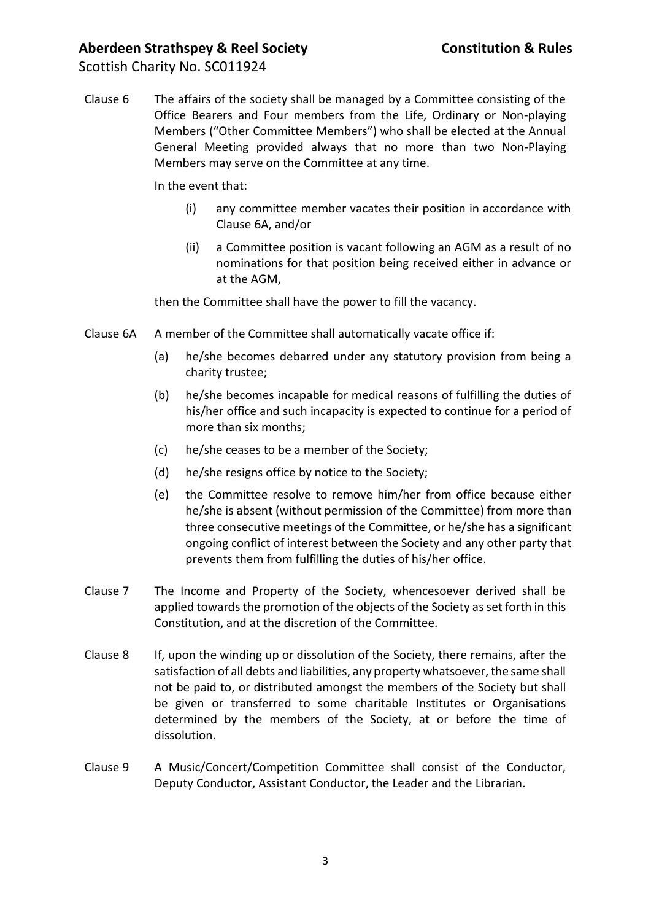Clause 6 The affairs of the society shall be managed by a Committee consisting of the Office Bearers and Four members from the Life, Ordinary or Non-playing Members ("Other Committee Members") who shall be elected at the Annual General Meeting provided always that no more than two Non-Playing Members may serve on the Committee at any time.

In the event that:

(i) any committee member vacates their position in accordance with Clause 6A, and/or

(ii) a Committee position is vacant following an AGM as a result of no nominations for that position being received either in advance or at the AGM,

then the Committee shall have the power to fill the vacancy.

Clause 6A A member of the Committee shall automatically vacate office if:

(a) he/she becomes debarred under any statutory provision from being a charity trustee;

(b) he/she becomes incapable for medical reasons of fulfilling the duties of his/her office and such incapacity is expected to continue for a period of more than six months;

(c) he/she ceases to be a member of the Society;

(d) he/she resigns office by notice to the Society;

(e) the Committee resolve to remove him/her from office because either he/she is absent (without permission of the Committee) from more than three consecutive meetings of the Committee, or he/she has a significant ongoing conflict of interest between the Society and any other party that prevents them from fulfilling the duties of his/her office.

Clause 7 The Income and Property of the Society, whencesoever derived shall be applied towards the promotion of the objects of the Society as set forth in this Constitution, and at the discretion of the Committee.

Clause 8 If, upon the winding up or dissolution of the Society, there remains, after the satisfaction of all debts and liabilities, any property whatsoever, the same shall not be paid to, or distributed amongst the members of the Society but shall be given or transferred to some charitable Institutes or Organisations determined by the members of the Society, at or before the time of dissolution.

Clause 9 A Music/Concert/Competition Committee shall consist of the Conductor, Deputy Conductor, Assistant Conductor, the Leader and the Librarian.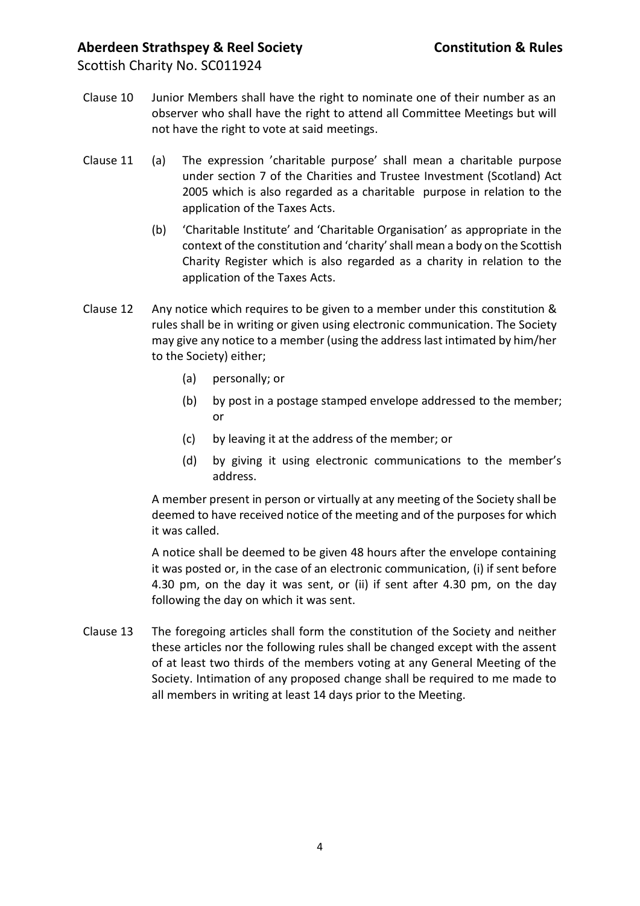Clause 10 Junior Members shall have the right to nominate one of their number as an observer who shall have the right to attend all Committee Meetings but will not have the right to vote at said meetings.

Clause 11 (a) The expression 'charitable purpose' shall mean a charitable purpose under section 7 of the Charities and Trustee Investment (Scotland) Act 2005 which is also regarded as a charitable purpose in relation to the application of the Taxes Acts.

(b) 'Charitable Institute' and 'Charitable Organisation' as appropriate in the context of the constitution and 'charity' shall mean a body on the Scottish Charity Register which is also regarded as a charity in relation to the application of the Taxes Acts.

Clause 12 Any notice which requires to be given to a member under this constitution & rules shall be in writing or given using electronic communication. The Society may give any notice to a member (using the address last intimated by him/her to the Society) either;

(a) personally; or

(b) by post in a postage stamped envelope addressed to the member; or

(c) by leaving it at the address of the member; or

(d) by giving it using electronic communications to the member's address.

A member present in person or virtually at any meeting of the Society shall be deemed to have received notice of the meeting and of the purposes for which it was called.

A notice shall be deemed to be given 48 hours after the envelope containing it was posted or, in the case of an electronic communication, (i) if sent before 4.30 pm, on the day it was sent, or (ii) if sent after 4.30 pm, on the day following the day on which it was sent.

Clause 13 The foregoing articles shall form the constitution of the Society and neither these articles nor the following rules shall be changed except with the assent of at least two thirds of the members voting at any General Meeting of the Society. Intimation of any proposed change shall be required to me made to all members in writing at least 14 days prior to the Meeting.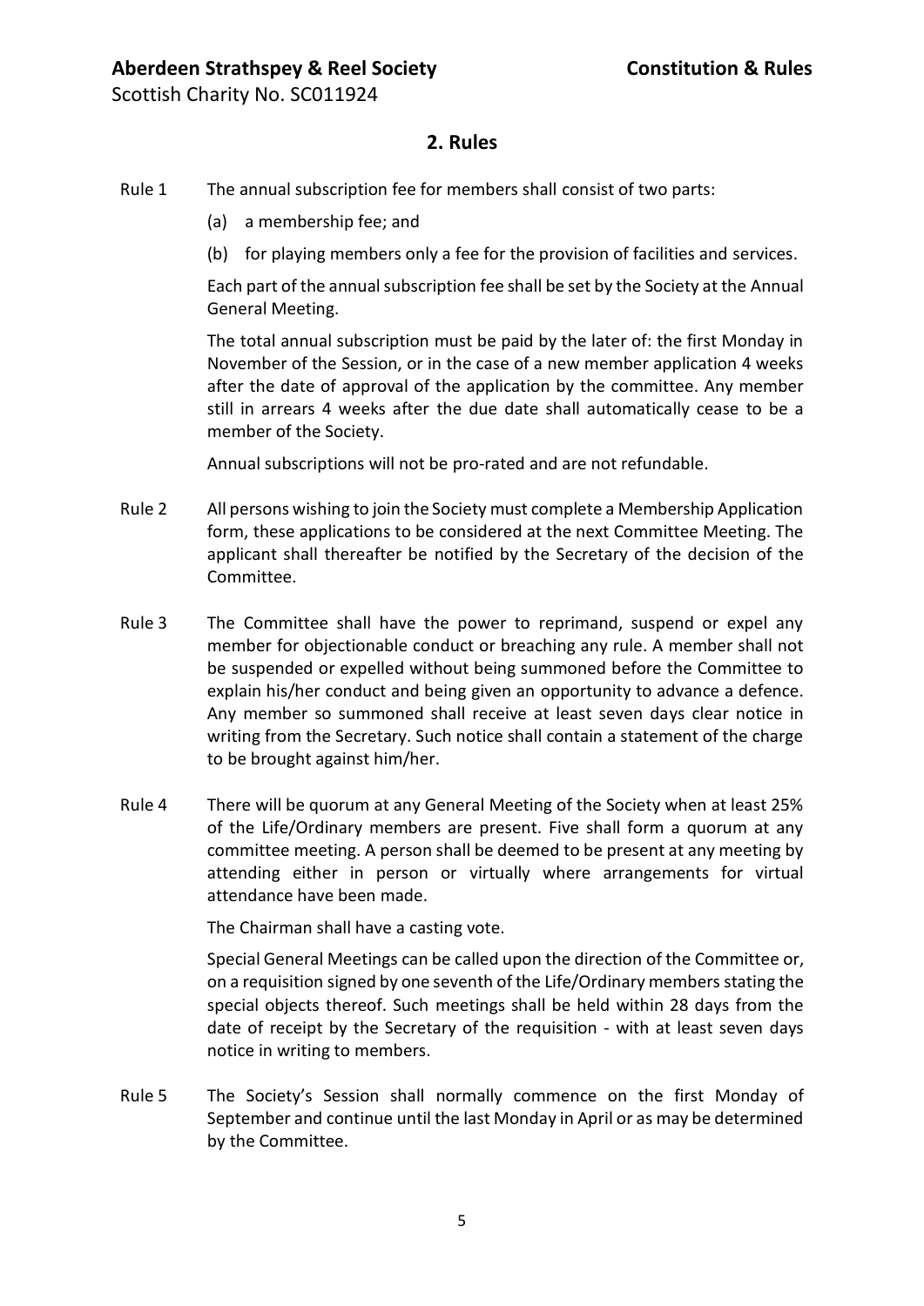## 2. Rules

Rule 1 The annual subscription fee for members shall consist of two parts:

(a) a membership fee; and

(b) for playing members only a fee for the provision of facilities and services.

Each part of the annual subscription fee shall be set by the Society at the Annual General Meeting.

The total annual subscription must be paid by the later of: the first Monday in November of the Session, or in the case of a new member application 4 weeks after the date of approval of the application by the committee. Any member still in arrears 4 weeks after the due date shall automatically cease to be a member of the Society.

Annual subscriptions will not be pro-rated and are not refundable.

Rule 2 All persons wishing to join the Society must complete a Membership Application form, these applications to be considered at the next Committee Meeting. The applicant shall thereafter be notified by the Secretary of the decision of the Committee.

Rule 3 The Committee shall have the power to reprimand, suspend or expel any member for objectionable conduct or breaching any rule. A member shall not be suspended or expelled without being summoned before the Committee to explain his/her conduct and being given an opportunity to advance a defence. Any member so summoned shall receive at least seven days clear notice in writing from the Secretary. Such notice shall contain a statement of the charge to be brought against him/her.

Rule 4 There will be quorum at any General Meeting of the Society when at least 25% of the Life/Ordinary members are present. Five shall form a quorum at any committee meeting. A person shall be deemed to be present at any meeting by attending either in person or virtually where arrangements for virtual attendance have been made.

The Chairman shall have a casting vote.

Special General Meetings can be called upon the direction of the Committee or, on a requisition signed by one seventh of the Life/Ordinary members stating the special objects thereof. Such meetings shall be held within 28 days from the date of receipt by the Secretary of the requisition - with at least seven days notice in writing to members.

Rule 5 The Society's Session shall normally commence on the first Monday of September and continue until the last Monday in April or as may be determined by the Committee.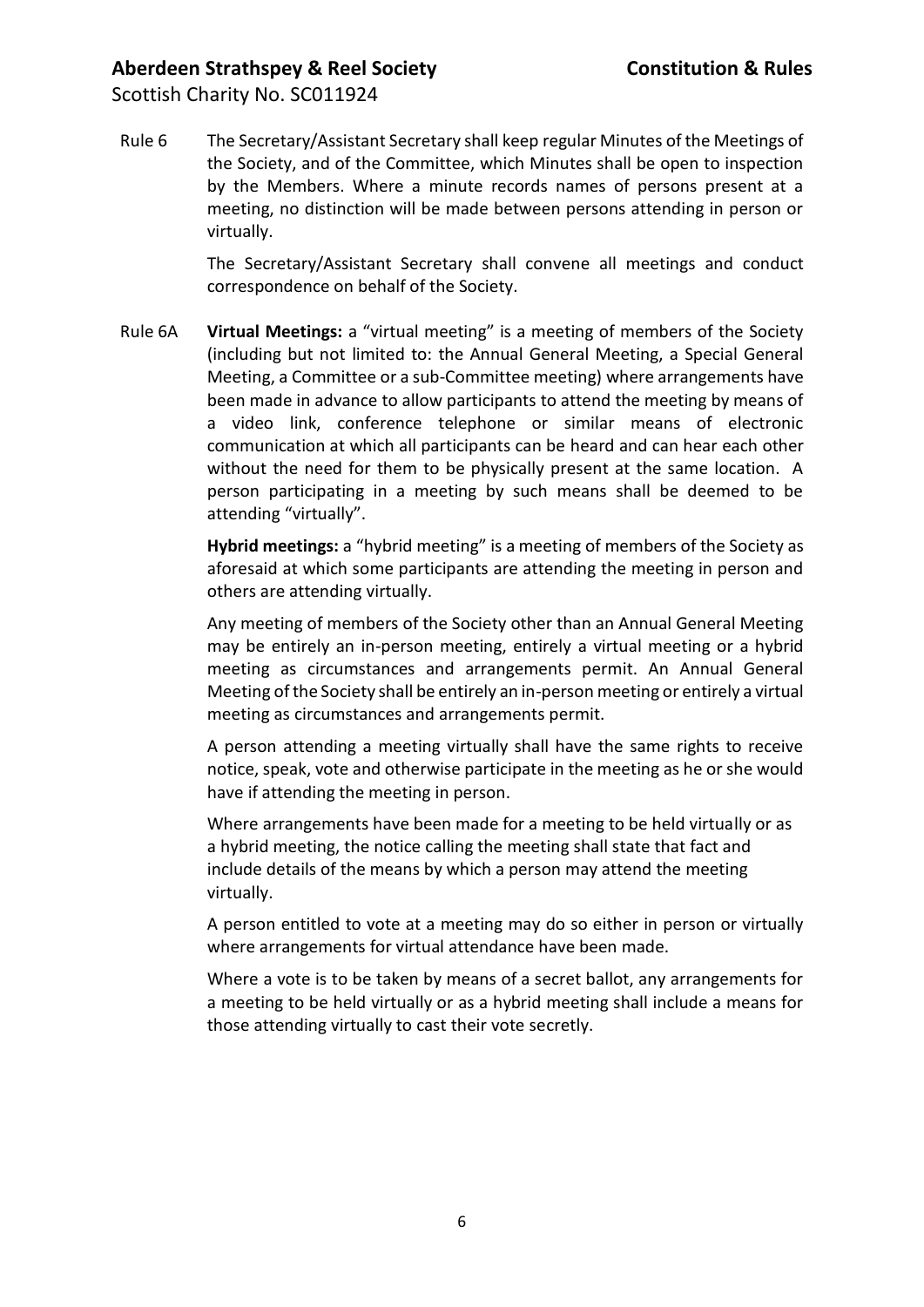Rule 6 The Secretary/Assistant Secretary shall keep regular Minutes of the Meetings of the Society, and of the Committee, which Minutes shall be open to inspection by the Members. Where a minute records names of persons present at a meeting, no distinction will be made between persons attending in person or virtually.

The Secretary/Assistant Secretary shall convene all meetings and conduct correspondence on behalf of the Society.

Rule 6A **Virtual Meetings:** a "virtual meeting" is a meeting of members of the Society (including but not limited to: the Annual General Meeting, a Special General Meeting, a Committee or a sub-Committee meeting) where arrangements have been made in advance to allow participants to attend the meeting by means of a video link, conference telephone or similar means of electronic communication at which all participants can be heard and can hear each other without the need for them to be physically present at the same location. A person participating in a meeting by such means shall be deemed to be attending "virtually".

**Hybrid meetings:** a "hybrid meeting" is a meeting of members of the Society as aforesaid at which some participants are attending the meeting in person and others are attending virtually.

Any meeting of members of the Society other than an Annual General Meeting may be entirely an in-person meeting, entirely a virtual meeting or a hybrid meeting as circumstances and arrangements permit. An Annual General Meeting of the Society shall be entirely an in-person meeting or entirely a virtual meeting as circumstances and arrangements permit.

A person attending a meeting virtually shall have the same rights to receive notice, speak, vote and otherwise participate in the meeting as he or she would have if attending the meeting in person.

Where arrangements have been made for a meeting to be held virtually or as a hybrid meeting, the notice calling the meeting shall state that fact and include details of the means by which a person may attend the meeting virtually.

A person entitled to vote at a meeting may do so either in person or virtually where arrangements for virtual attendance have been made.

Where a vote is to be taken by means of a secret ballot, any arrangements for a meeting to be held virtually or as a hybrid meeting shall include a means for those attending virtually to cast their vote secretly.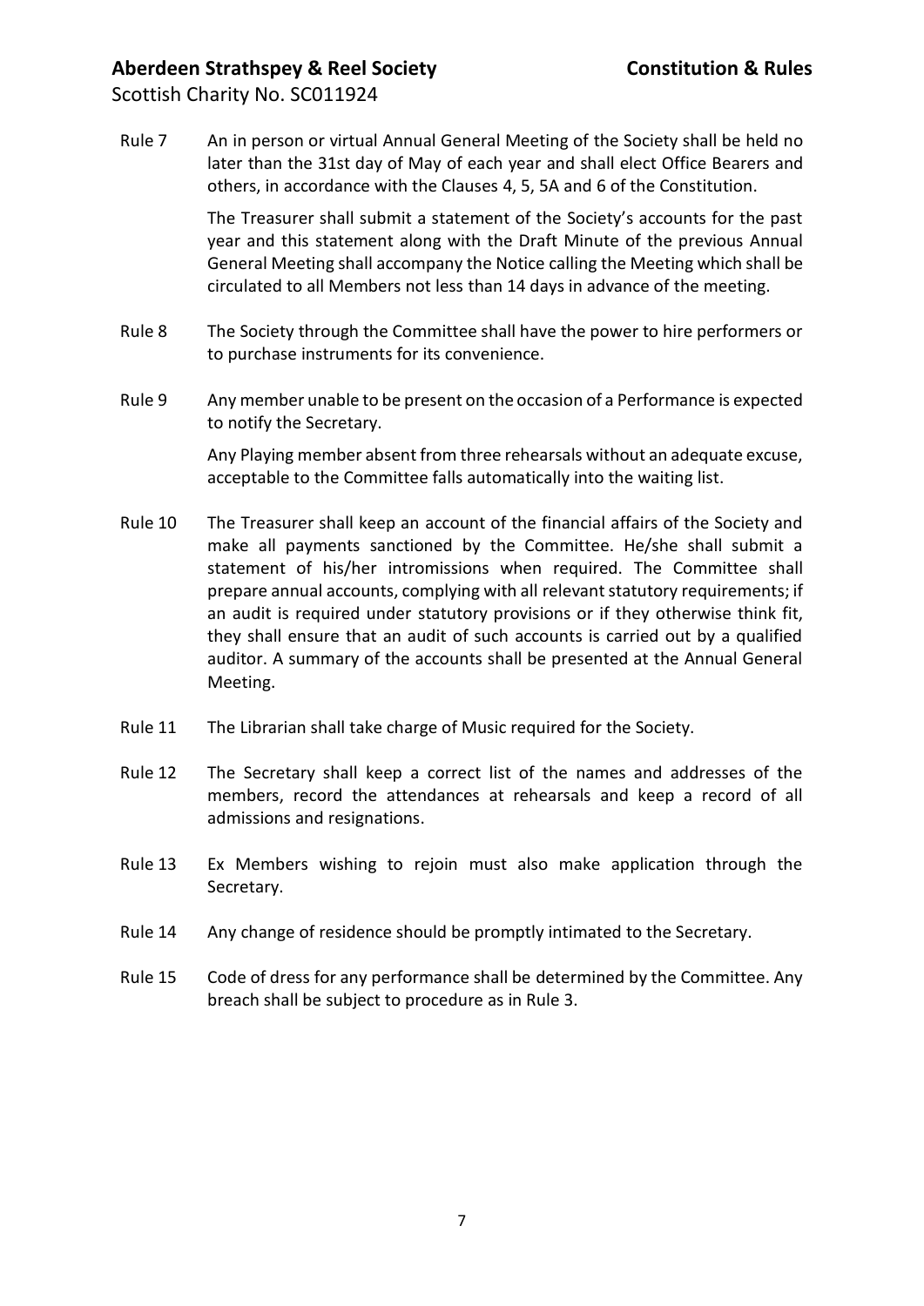Rule 7 An in person or virtual Annual General Meeting of the Society shall be held no later than the 31st day of May of each year and shall elect Office Bearers and others, in accordance with the Clauses 4, 5, 5A and 6 of the Constitution.

The Treasurer shall submit a statement of the Society's accounts for the past year and this statement along with the Draft Minute of the previous Annual General Meeting shall accompany the Notice calling the Meeting which shall be circulated to all Members not less than 14 days in advance of the meeting.

Rule 8 The Society through the Committee shall have the power to hire performers or to purchase instruments for its convenience.

Rule 9 Any member unable to be present on the occasion of a Performance is expected to notify the Secretary.

Any Playing member absent from three rehearsals without an adequate excuse, acceptable to the Committee falls automatically into the waiting list.

Rule 10 The Treasurer shall keep an account of the financial affairs of the Society and make all payments sanctioned by the Committee. He/she shall submit a statement of his/her intromissions when required. The Committee shall prepare annual accounts, complying with all relevant statutory requirements; if an audit is required under statutory provisions or if they otherwise think fit, they shall ensure that an audit of such accounts is carried out by a qualified auditor. A summary of the accounts shall be presented at the Annual General Meeting.

Rule 11 The Librarian shall take charge of Music required for the Society.

Rule 12 The Secretary shall keep a correct list of the names and addresses of the members, record the attendances at rehearsals and keep a record of all admissions and resignations.

Rule 13 Ex Members wishing to rejoin must also make application through the Secretary.

Rule 14 Any change of residence should be promptly intimated to the Secretary.

Rule 15 Code of dress for any performance shall be determined by the Committee. Any breach shall be subject to procedure as in Rule 3.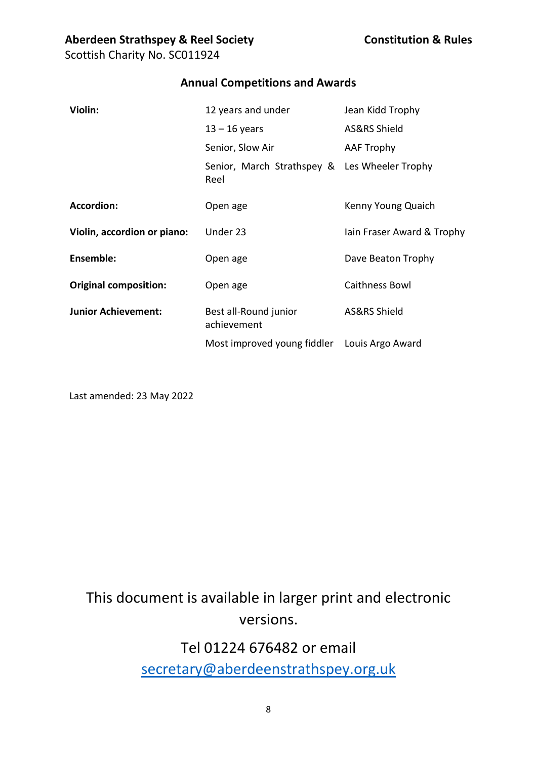## Annual Competitions and Awards

| | | |
|---|---|---|
| **Violin:** | 12 years and under | Jean Kidd Trophy |
| | 13 – 16 years | AS&RS Shield |
| | Senior, Slow Air | AAF Trophy |
| | Senior, March Strathspey & Reel | Les Wheeler Trophy |
| **Accordion:** | Open age | Kenny Young Quaich |
| **Violin, accordion or piano:** | Under 23 | Iain Fraser Award & Trophy |
| **Ensemble:** | Open age | Dave Beaton Trophy |
| **Original composition:** | Open age | Caithness Bowl |
| **Junior Achievement:** | Best all-Round junior achievement | AS&RS Shield |
| | Most improved young fiddler | Louis Argo Award |

Last amended: 23 May 2022

This document is available in larger print and electronic versions.

Tel 01224 676482 or email [secretary@aberdeenstrathspey.org.uk](mailto:secretary@aberdeenstrathspey.org.uk)